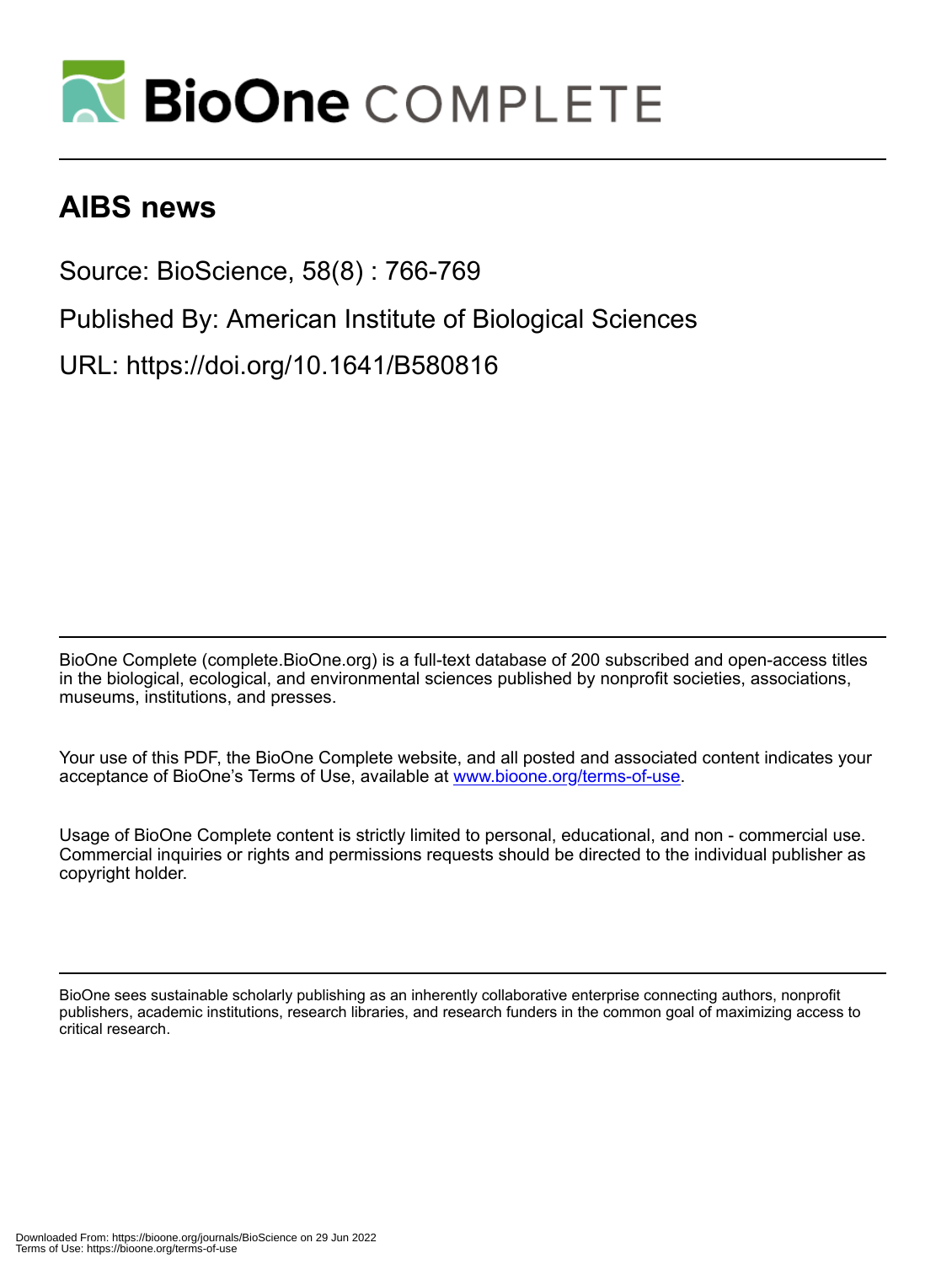# BioOne COMPLETE

## AIBS news

Source: BioScience, 58(8) : 766-769

Published By: American Institute of Biological Sciences

URL: https://doi.org/10.1641/B580816

BioOne Complete (complete.BioOne.org) is a full-text database of 200 subscribed and open-access titles in the biological, ecological, and environmental sciences published by nonprofit societies, associations, museums, institutions, and presses.

Your use of this PDF, the BioOne Complete website, and all posted and associated content indicates your acceptance of BioOne's Terms of Use, available at www.bioone.org/terms-of-use.

Usage of BioOne Complete content is strictly limited to personal, educational, and non - commercial use. Commercial inquiries or rights and permissions requests should be directed to the individual publisher as copyright holder.

BioOne sees sustainable scholarly publishing as an inherently collaborative enterprise connecting authors, nonprofit publishers, academic institutions, research libraries, and research funders in the common goal of maximizing access to critical research.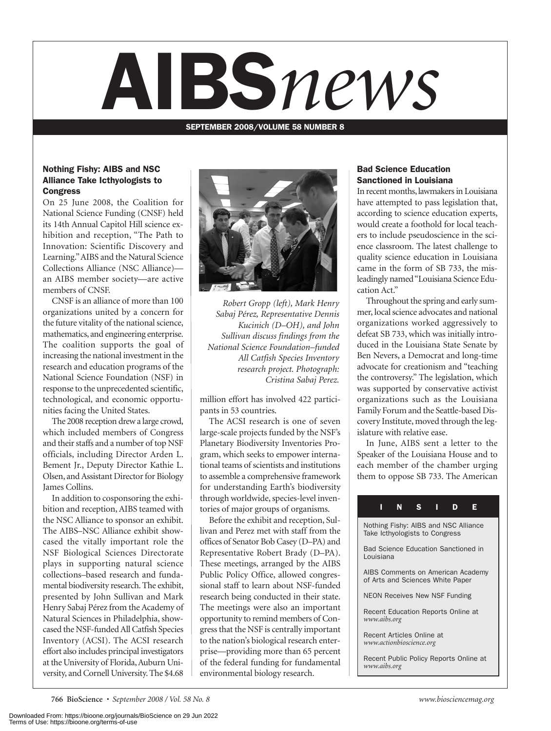# AIBS*news*

SEPTEMBER 2008/VOLUME 58 NUMBER 8

### Nothing Fishy: AIBS and NSC Alliance Take Icthyologists to Congress

On 25 June 2008, the Coalition for National Science Funding (CNSF) held its 14th Annual Capitol Hill science exhibition and reception, "The Path to Innovation: Scientific Discovery and Learning." AIBS and the Natural Science Collections Alliance (NSC Alliance)—an AIBS member society—are active members of CNSF.

CNSF is an alliance of more than 100 organizations united by a concern for the future vitality of the national science, mathematics, and engineering enterprise. The coalition supports the goal of increasing the national investment in the research and education programs of the National Science Foundation (NSF) in response to the unprecedented scientific, technological, and economic opportunities facing the United States.

The 2008 reception drew a large crowd, which included members of Congress and their staffs and a number of top NSF officials, including Director Arden L. Bement Jr., Deputy Director Kathie L. Olsen, and Assistant Director for Biology James Collins.

In addition to cosponsoring the exhibition and reception, AIBS teamed with the NSC Alliance to sponsor an exhibit. The AIBS–NSC Alliance exhibit showcased the vitally important role the NSF Biological Sciences Directorate plays in supporting natural science collections–based research and fundamental biodiversity research. The exhibit, presented by John Sullivan and Mark Henry Sabaj Pérez from the Academy of Natural Sciences in Philadelphia, showcased the NSF-funded All Catfish Species Inventory (ACSI). The ACSI research effort also includes principal investigators at the University of Florida, Auburn University, and Cornell University. The $4.68 million effort has involved 422 participants in 53 countries.

*Robert Gropp (left), Mark Henry Sabaj Pérez, Representative Dennis Kucinich (D–OH), and John Sullivan discuss findings from the National Science Foundation–funded All Catfish Species Inventory research project. Photograph: Cristina Sabaj Perez.*

The ACSI research is one of seven large-scale projects funded by the NSF's Planetary Biodiversity Inventories Program, which seeks to empower international teams of scientists and institutions to assemble a comprehensive framework for understanding Earth's biodiversity through worldwide, species-level inventories of major groups of organisms.

Before the exhibit and reception, Sullivan and Perez met with staff from the offices of Senator Bob Casey (D–PA) and Representative Robert Brady (D–PA). These meetings, arranged by the AIBS Public Policy Office, allowed congressional staff to learn about NSF-funded research being conducted in their state. The meetings were also an important opportunity to remind members of Congress that the NSF is centrally important to the nation's biological research enterprise—providing more than 65 percent of the federal funding for fundamental environmental biology research.

### Bad Science Education Sanctioned in Louisiana

In recent months, lawmakers in Louisiana have attempted to pass legislation that, according to science education experts, would create a foothold for local teachers to include pseudoscience in the science classroom. The latest challenge to quality science education in Louisiana came in the form of SB 733, the misleadingly named "Louisiana Science Education Act."

Throughout the spring and early summer, local science advocates and national organizations worked aggressively to defeat SB 733, which was initially introduced in the Louisiana State Senate by Ben Nevers, a Democrat and long-time advocate for creationism and "teaching the controversy." The legislation, which was supported by conservative activist organizations such as the Louisiana Family Forum and the Seattle-based Discovery Institute, moved through the legislature with relative ease.

In June, AIBS sent a letter to the Speaker of the Louisiana House and to each member of the chamber urging them to oppose SB 733. The American

**INSIDE**

- Nothing Fishy: AIBS and NSC Alliance Take Icthyologists to Congress
- Bad Science Education Sanctioned in Louisiana
- AIBS Comments on American Academy of Arts and Sciences White Paper
- NEON Receives New NSF Funding
- Recent Education Reports Online at *www.aibs.org*
- Recent Articles Online at *www.actionbioscience.org*
- Recent Public Policy Reports Online at *www.aibs.org*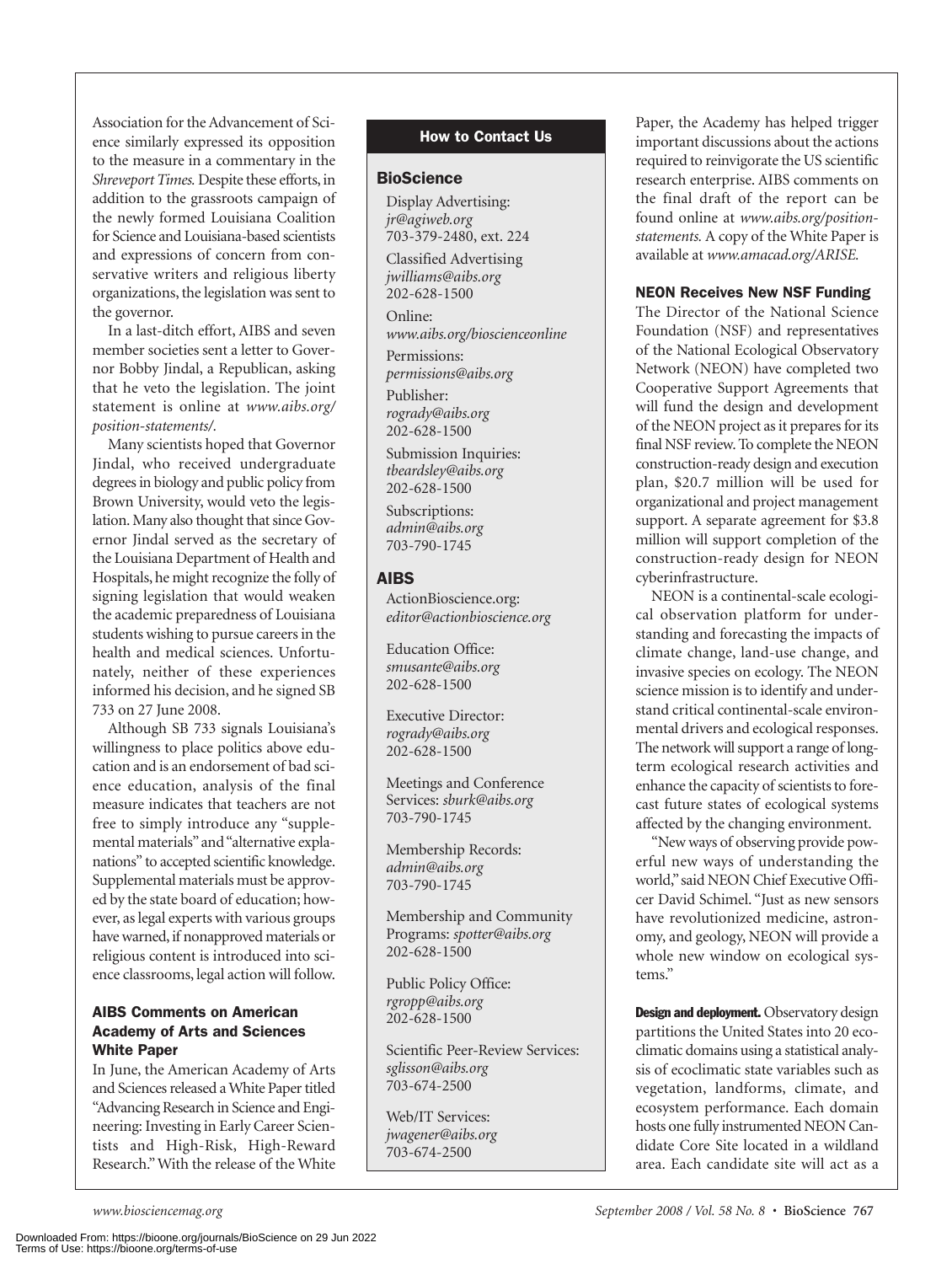Association for the Advancement of Science similarly expressed its opposition to the measure in a commentary in the *Shreveport Times.* Despite these efforts, in addition to the grassroots campaign of the newly formed Louisiana Coalition for Science and Louisiana-based scientists and expressions of concern from conservative writers and religious liberty organizations, the legislation was sent to the governor.

In a last-ditch effort, AIBS and seven member societies sent a letter to Governor Bobby Jindal, a Republican, asking that he veto the legislation. The joint statement is online at *www.aibs.org/position-statements/.*

Many scientists hoped that Governor Jindal, who received undergraduate degrees in biology and public policy from Brown University, would veto the legislation. Many also thought that since Governor Jindal served as the secretary of the Louisiana Department of Health and Hospitals, he might recognize the folly of signing legislation that would weaken the academic preparedness of Louisiana students wishing to pursue careers in the health and medical sciences. Unfortunately, neither of these experiences informed his decision, and he signed SB 733 on 27 June 2008.

Although SB 733 signals Louisiana's willingness to place politics above education and is an endorsement of bad science education, analysis of the final measure indicates that teachers are not free to simply introduce any "supplemental materials" and "alternative explanations" to accepted scientific knowledge. Supplemental materials must be approved by the state board of education; however, as legal experts with various groups have warned, if nonapproved materials or religious content is introduced into science classrooms, legal action will follow.

### AIBS Comments on American Academy of Arts and Sciences White Paper

In June, the American Academy of Arts and Sciences released a White Paper titled "Advancing Research in Science and Engineering: Investing in Early Career Scientists and High-Risk, High-Reward Research." With the release of the White Paper, the Academy has helped trigger important discussions about the actions required to reinvigorate the US scientific research enterprise. AIBS comments on the final draft of the report can be found online at *www.aibs.org/position-statements.* A copy of the White Paper is available at *www.amacad.org/ARISE.*

### NEON Receives New NSF Funding

The Director of the National Science Foundation (NSF) and representatives of the National Ecological Observatory Network (NEON) have completed two Cooperative Support Agreements that will fund the design and development of the NEON project as it prepares for its final NSF review. To complete the NEON construction-ready design and execution plan, $20.7 million will be used for organizational and project management support. A separate agreement for $3.8 million will support completion of the construction-ready design for NEON cyberinfrastructure.

NEON is a continental-scale ecological observation platform for understanding and forecasting the impacts of climate change, land-use change, and invasive species on ecology. The NEON science mission is to identify and understand critical continental-scale environmental drivers and ecological responses. The network will support a range of long-term ecological research activities and enhance the capacity of scientists to forecast future states of ecological systems affected by the changing environment.

"New ways of observing provide powerful new ways of understanding the world," said NEON Chief Executive Officer David Schimel. "Just as new sensors have revolutionized medicine, astronomy, and geology, NEON will provide a whole new window on ecological systems."

**Design and deployment.** Observatory design partitions the United States into 20 eco-climatic domains using a statistical analysis of ecoclimatic state variables such as vegetation, landforms, climate, and ecosystem performance. Each domain hosts one fully instrumented NEON Candidate Core Site located in a wildland area. Each candidate site will act as a

## How to Contact Us

### BioScience

Display Advertising:
*jr@agiweb.org*
703-379-2480, ext. 224

Classified Advertising
*jwilliams@aibs.org*
202-628-1500

Online:
*www.aibs.org/bioscienceonline*

Permissions:
*permissions@aibs.org*

Publisher:
*rogrady@aibs.org*
202-628-1500

Submission Inquiries:
*tbeardsley@aibs.org*
202-628-1500

Subscriptions:
*admin@aibs.org*
703-790-1745

### AIBS

ActionBioscience.org:
*editor@actionbioscience.org*

Education Office:
*smusante@aibs.org*
202-628-1500

Executive Director:
*rogrady@aibs.org*
202-628-1500

Meetings and Conference Services: *sburk@aibs.org*
703-790-1745

Membership Records:
*admin@aibs.org*
703-790-1745

Membership and Community Programs: *spotter@aibs.org*
202-628-1500

Public Policy Office:
*rgropp@aibs.org*
202-628-1500

Scientific Peer-Review Services:
*sglisson@aibs.org*
703-674-2500

Web/IT Services:
*jwagener@aibs.org*
703-674-2500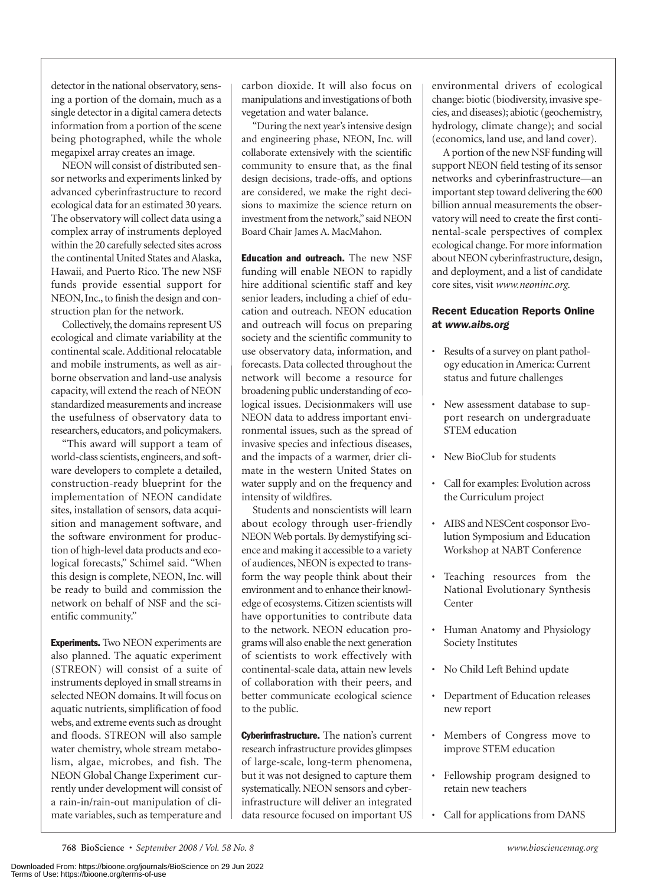detector in the national observatory, sensing a portion of the domain, much as a single detector in a digital camera detects information from a portion of the scene being photographed, while the whole megapixel array creates an image.

NEON will consist of distributed sensor networks and experiments linked by advanced cyberinfrastructure to record ecological data for an estimated 30 years. The observatory will collect data using a complex array of instruments deployed within the 20 carefully selected sites across the continental United States and Alaska, Hawaii, and Puerto Rico. The new NSF funds provide essential support for NEON, Inc., to finish the design and construction plan for the network.

Collectively, the domains represent US ecological and climate variability at the continental scale. Additional relocatable and mobile instruments, as well as airborne observation and land-use analysis capacity, will extend the reach of NEON standardized measurements and increase the usefulness of observatory data to researchers, educators, and policymakers.

"This award will support a team of world-class scientists, engineers, and software developers to complete a detailed, construction-ready blueprint for the implementation of NEON candidate sites, installation of sensors, data acquisition and management software, and the software environment for production of high-level data products and ecological forecasts," Schimel said. "When this design is complete, NEON, Inc. will be ready to build and commission the network on behalf of NSF and the scientific community."

**Experiments.** Two NEON experiments are also planned. The aquatic experiment (STREON) will consist of a suite of instruments deployed in small streams in selected NEON domains. It will focus on aquatic nutrients, simplification of food webs, and extreme events such as drought and floods. STREON will also sample water chemistry, whole stream metabolism, algae, microbes, and fish. The NEON Global Change Experiment currently under development will consist of a rain-in/rain-out manipulation of climate variables, such as temperature and carbon dioxide. It will also focus on manipulations and investigations of both vegetation and water balance.

"During the next year's intensive design and engineering phase, NEON, Inc. will collaborate extensively with the scientific community to ensure that, as the final design decisions, trade-offs, and options are considered, we make the right decisions to maximize the science return on investment from the network," said NEON Board Chair James A. MacMahon.

**Education and outreach.** The new NSF funding will enable NEON to rapidly hire additional scientific staff and key senior leaders, including a chief of education and outreach. NEON education and outreach will focus on preparing society and the scientific community to use observatory data, information, and forecasts. Data collected throughout the network will become a resource for broadening public understanding of ecological issues. Decisionmakers will use NEON data to address important environmental issues, such as the spread of invasive species and infectious diseases, and the impacts of a warmer, drier climate in the western United States on water supply and on the frequency and intensity of wildfires.

Students and nonscientists will learn about ecology through user-friendly NEON Web portals. By demystifying science and making it accessible to a variety of audiences, NEON is expected to transform the way people think about their environment and to enhance their knowledge of ecosystems. Citizen scientists will have opportunities to contribute data to the network. NEON education programs will also enable the next generation of scientists to work effectively with continental-scale data, attain new levels of collaboration with their peers, and better communicate ecological science to the public.

**Cyberinfrastructure.** The nation's current research infrastructure provides glimpses of large-scale, long-term phenomena, but it was not designed to capture them systematically. NEON sensors and cyberinfrastructure will deliver an integrated data resource focused on important US environmental drivers of ecological change: biotic (biodiversity, invasive species, and diseases); abiotic (geochemistry, hydrology, climate change); and social (economics, land use, and land cover).

A portion of the new NSF funding will support NEON field testing of its sensor networks and cyberinfrastructure—an important step toward delivering the 600 billion annual measurements the observatory will need to create the first continental-scale perspectives of complex ecological change. For more information about NEON cyberinfrastructure, design, and deployment, and a list of candidate core sites, visit *www.neoninc.org.*

## Recent Education Reports Online at *www.aibs.org*

- Results of a survey on plant pathology education in America: Current status and future challenges
- New assessment database to support research on undergraduate STEM education
- New BioClub for students
- Call for examples: Evolution across the Curriculum project
- AIBS and NESCent cosponsor Evolution Symposium and Education Workshop at NABT Conference
- Teaching resources from the National Evolutionary Synthesis Center
- Human Anatomy and Physiology Society Institutes
- No Child Left Behind update
- Department of Education releases new report
- Members of Congress move to improve STEM education
- Fellowship program designed to retain new teachers
- Call for applications from DANS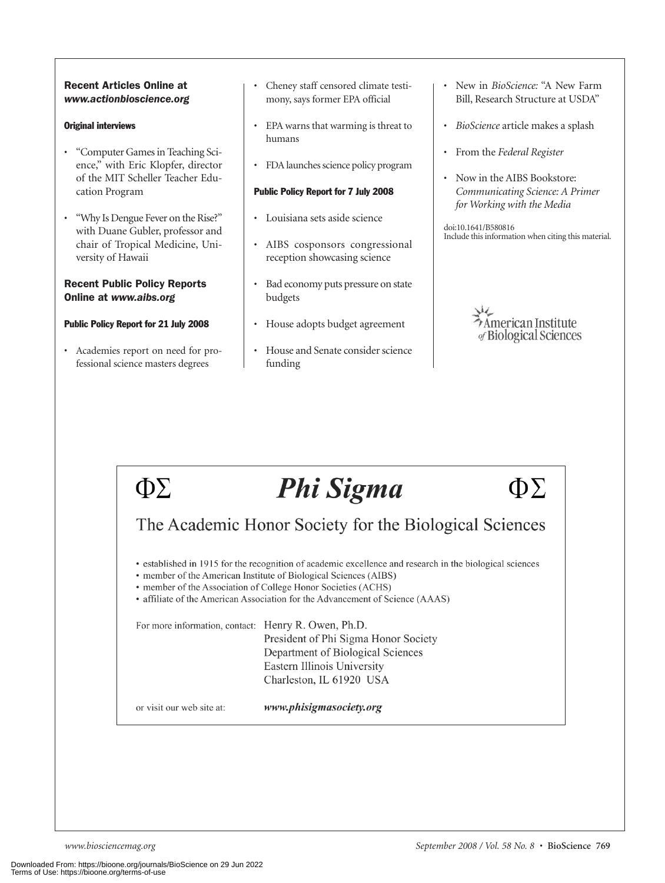## Recent Articles Online at *www.actionbioscience.org*

### Original interviews

- "Computer Games in Teaching Science," with Eric Klopfer, director of the MIT Scheller Teacher Education Program
- "Why Is Dengue Fever on the Rise?" with Duane Gubler, professor and chair of Tropical Medicine, University of Hawaii

## Recent Public Policy Reports Online at *www.aibs.org*

### Public Policy Report for 21 July 2008

- Academies report on need for professional science masters degrees
- Cheney staff censored climate testimony, says former EPA official
- EPA warns that warming is threat to humans
- FDA launches science policy program

### Public Policy Report for 7 July 2008

- Louisiana sets aside science
- AIBS cosponsors congressional reception showcasing science
- Bad economy puts pressure on state budgets
- House adopts budget agreement
- House and Senate consider science funding
- New in *BioScience:* "A New Farm Bill, Research Structure at USDA"
- *BioScience* article makes a splash
- From the *Federal Register*
- Now in the AIBS Bookstore: *Communicating Science: A Primer for Working with the Media*

doi:10.1641/B580816
Include this information when citing this material.

American Institute *of* Biological Sciences

---

ΦΣ **Phi Sigma** ΦΣ

The Academic Honor Society for the Biological Sciences

- established in 1915 for the recognition of academic excellence and research in the biological sciences
- member of the American Institute of Biological Sciences (AIBS)
- member of the Association of College Honor Societies (ACHS)
- affiliate of the American Association for the Advancement of Science (AAAS)

For more information, contact: Henry R. Owen, Ph.D.
President of Phi Sigma Honor Society
Department of Biological Sciences
Eastern Illinois University
Charleston, IL 61920 USA

or visit our web site at: ***www.phisigmasociety.org***